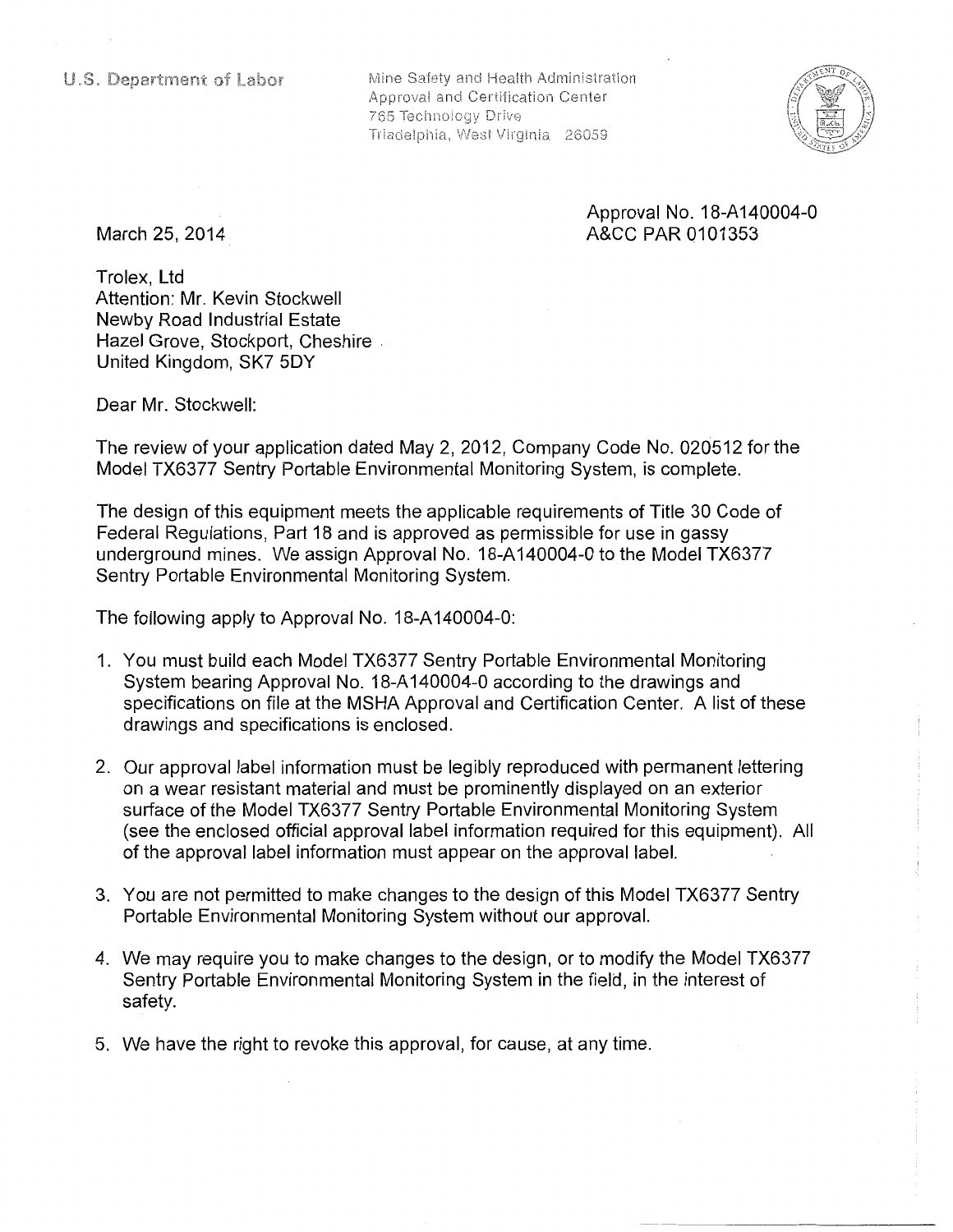U.S. Department of Labor

Mine Safety and Health Administration
Approval and Certification Center
765 Technology Drive
Triadelphia, West Virginia 26059

Approval No. 18-A140004-0
A&CC PAR 0101353

March 25, 2014

Trolex, Ltd
Attention: Mr. Kevin Stockwell
Newby Road Industrial Estate
Hazel Grove, Stockport, Cheshire
United Kingdom, SK7 5DY

Dear Mr. Stockwell:

The review of your application dated May 2, 2012, Company Code No. 020512 for the Model TX6377 Sentry Portable Environmental Monitoring System, is complete.

The design of this equipment meets the applicable requirements of Title 30 Code of Federal Regulations, Part 18 and is approved as permissible for use in gassy underground mines. We assign Approval No. 18-A140004-0 to the Model TX6377 Sentry Portable Environmental Monitoring System.

The following apply to Approval No. 18-A140004-0:

1. You must build each Model TX6377 Sentry Portable Environmental Monitoring System bearing Approval No. 18-A140004-0 according to the drawings and specifications on file at the MSHA Approval and Certification Center. A list of these drawings and specifications is enclosed.

2. Our approval label information must be legibly reproduced with permanent lettering on a wear resistant material and must be prominently displayed on an exterior surface of the Model TX6377 Sentry Portable Environmental Monitoring System (see the enclosed official approval label information required for this equipment). All of the approval label information must appear on the approval label.

3. You are not permitted to make changes to the design of this Model TX6377 Sentry Portable Environmental Monitoring System without our approval.

4. We may require you to make changes to the design, or to modify the Model TX6377 Sentry Portable Environmental Monitoring System in the field, in the interest of safety.

5. We have the right to revoke this approval, for cause, at any time.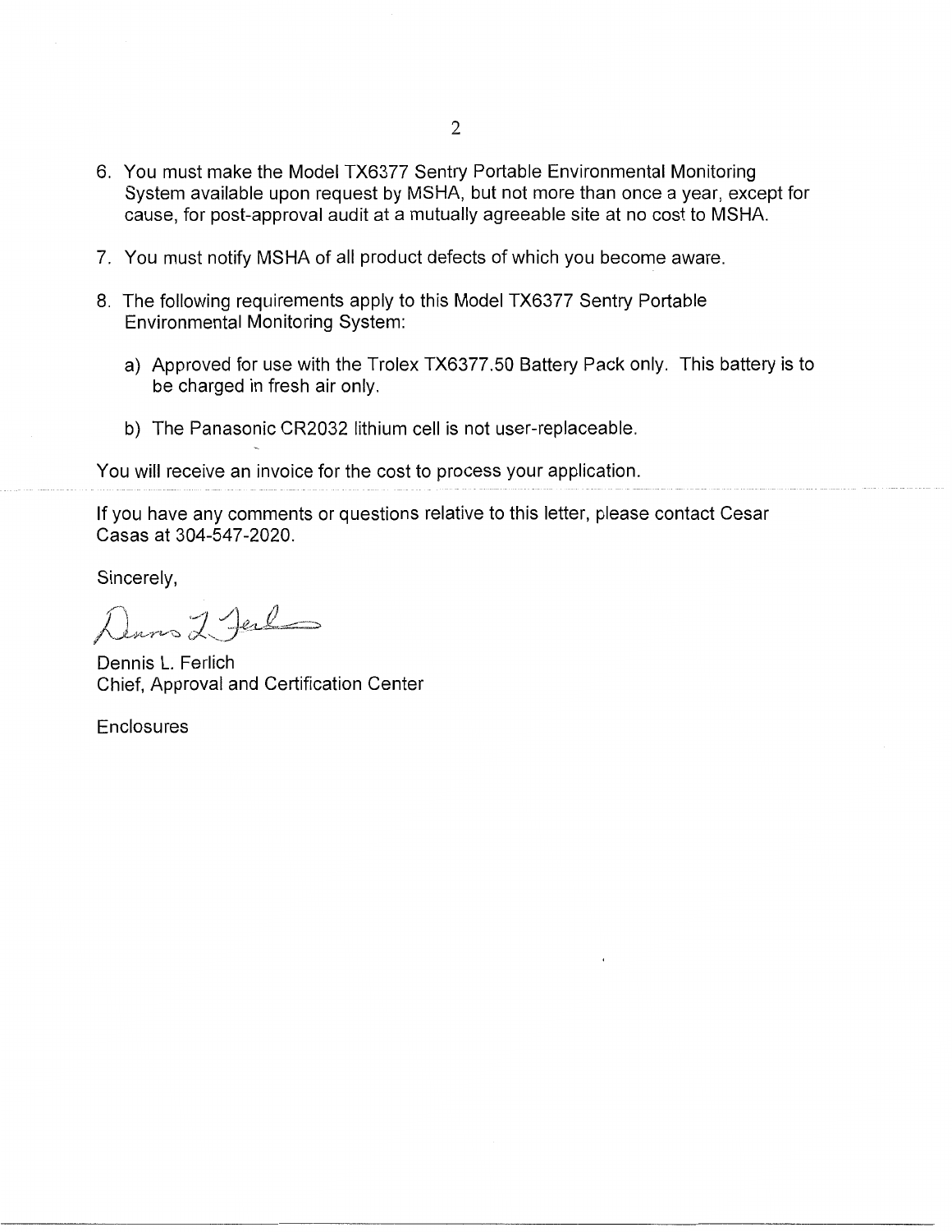6. You must make the Model TX6377 Sentry Portable Environmental Monitoring System available upon request by MSHA, but not more than once a year, except for cause, for post-approval audit at a mutually agreeable site at no cost to MSHA.

7. You must notify MSHA of all product defects of which you become aware.

8. The following requirements apply to this Model TX6377 Sentry Portable Environmental Monitoring System:

   a) Approved for use with the Trolex TX6377.50 Battery Pack only. This battery is to be charged in fresh air only.

   b) The Panasonic CR2032 lithium cell is not user-replaceable.

You will receive an invoice for the cost to process your application.

If you have any comments or questions relative to this letter, please contact Cesar Casas at 304-547-2020.

Sincerely,

Dennis L. Ferlich
Chief, Approval and Certification Center

Enclosures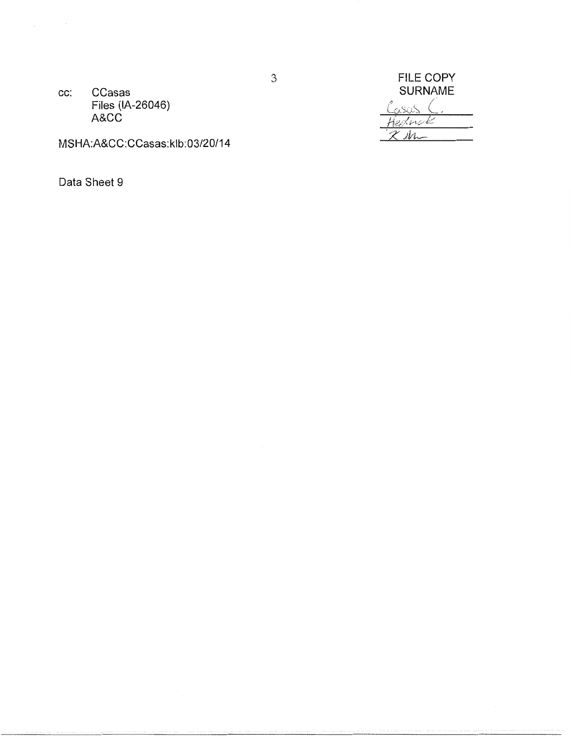cc: CCasas
Files (IA-26046)
A&CC

MSHA:A&CC:CCasas:klb:03/20/14

Data Sheet 9

FILE COPY
SURNAME

Casas C.

Hedrick

K.Mc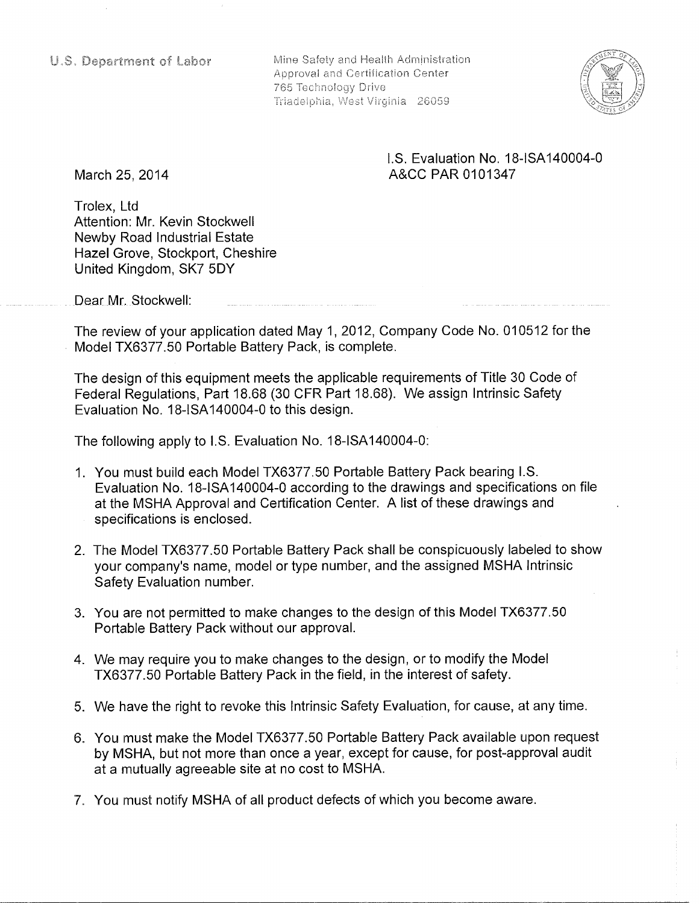U.S. Department of Labor

Mine Safety and Health Administration
Approval and Certification Center
765 Technology Drive
Triadelphia, West Virginia 26059

I.S. Evaluation No. 18-ISA140004-0
A&CC PAR 0101347

March 25, 2014

Trolex, Ltd
Attention: Mr. Kevin Stockwell
Newby Road Industrial Estate
Hazel Grove, Stockport, Cheshire
United Kingdom, SK7 5DY

Dear Mr. Stockwell:

The review of your application dated May 1, 2012, Company Code No. 010512 for the Model TX6377.50 Portable Battery Pack, is complete.

The design of this equipment meets the applicable requirements of Title 30 Code of Federal Regulations, Part 18.68 (30 CFR Part 18.68). We assign Intrinsic Safety Evaluation No. 18-ISA140004-0 to this design.

The following apply to I.S. Evaluation No. 18-ISA140004-0:

1. You must build each Model TX6377.50 Portable Battery Pack bearing I.S. Evaluation No. 18-ISA140004-0 according to the drawings and specifications on file at the MSHA Approval and Certification Center. A list of these drawings and specifications is enclosed.

2. The Model TX6377.50 Portable Battery Pack shall be conspicuously labeled to show your company's name, model or type number, and the assigned MSHA Intrinsic Safety Evaluation number.

3. You are not permitted to make changes to the design of this Model TX6377.50 Portable Battery Pack without our approval.

4. We may require you to make changes to the design, or to modify the Model TX6377.50 Portable Battery Pack in the field, in the interest of safety.

5. We have the right to revoke this Intrinsic Safety Evaluation, for cause, at any time.

6. You must make the Model TX6377.50 Portable Battery Pack available upon request by MSHA, but not more than once a year, except for cause, for post-approval audit at a mutually agreeable site at no cost to MSHA.

7. You must notify MSHA of all product defects of which you become aware.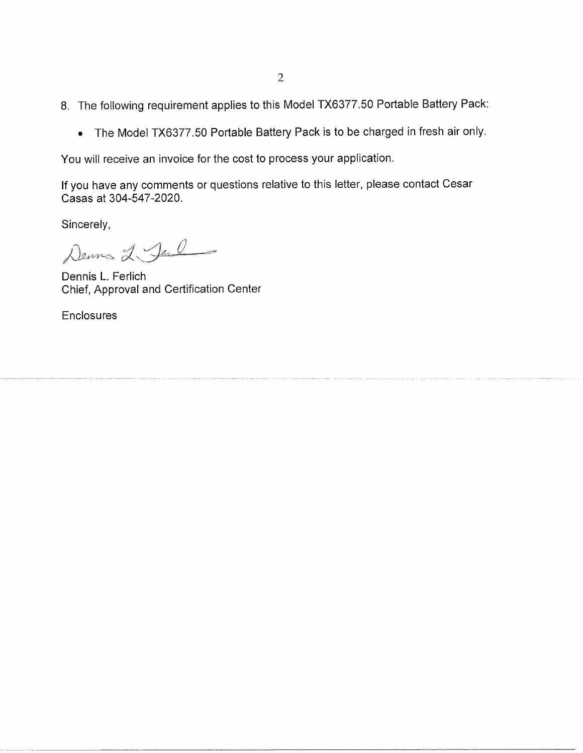8. The following requirement applies to this Model TX6377.50 Portable Battery Pack:

   - The Model TX6377.50 Portable Battery Pack is to be charged in fresh air only.

You will receive an invoice for the cost to process your application.

If you have any comments or questions relative to this letter, please contact Cesar Casas at 304-547-2020.

Sincerely,

Dennis L. Ferlich
Chief, Approval and Certification Center

Enclosures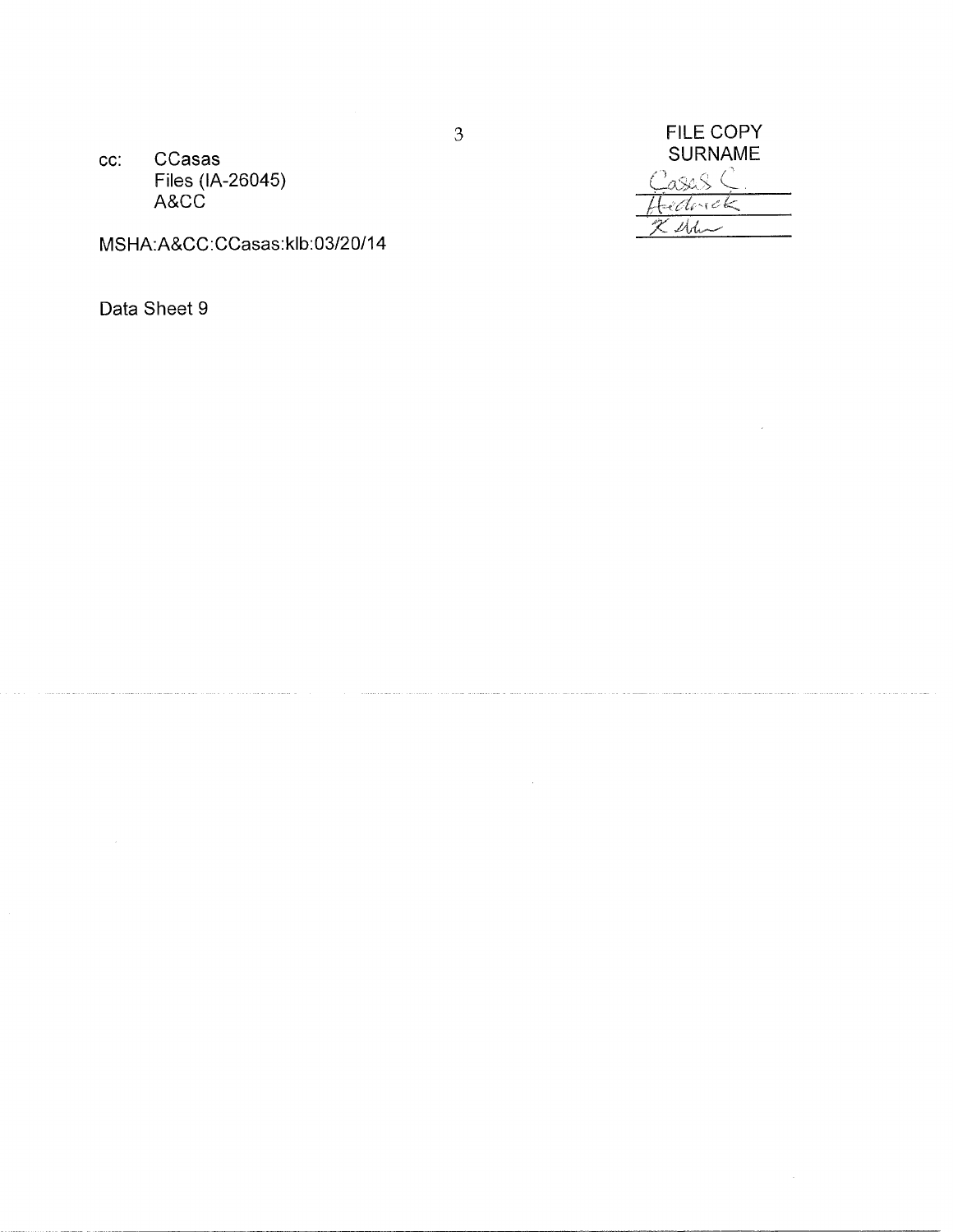cc: CCasas  
Files (IA-26045)  
A&CC

FILE COPY  
SURNAME  
Casas C.  
Hedrick  
K Ahn

MSHA:A&CC:CCasas:klb:03/20/14

Data Sheet 9